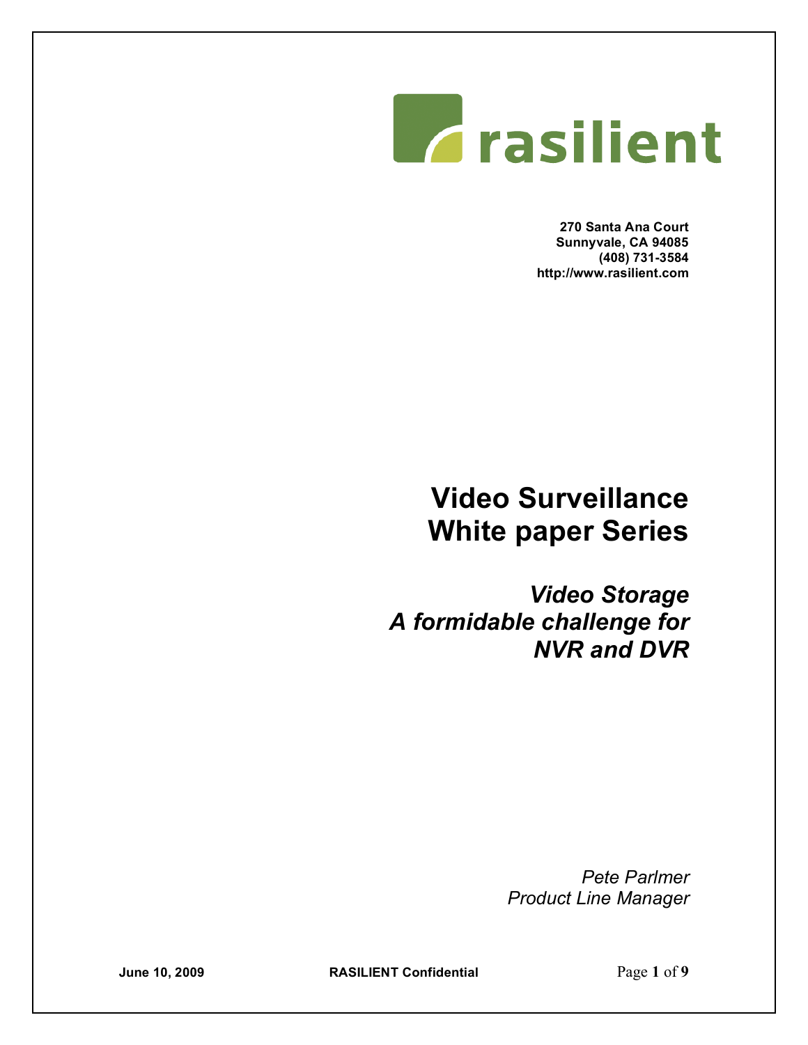rasilient

**270 Santa Ana Court**
**Sunnyvale, CA 94085**
**(408) 731-3584**
**http://www.rasilient.com**

# Video Surveillance White paper Series

## *Video Storage A formidable challenge for NVR and DVR*

*Pete Parlmer*
*Product Line Manager*

**June 10, 2009** **RASILIENT Confidential**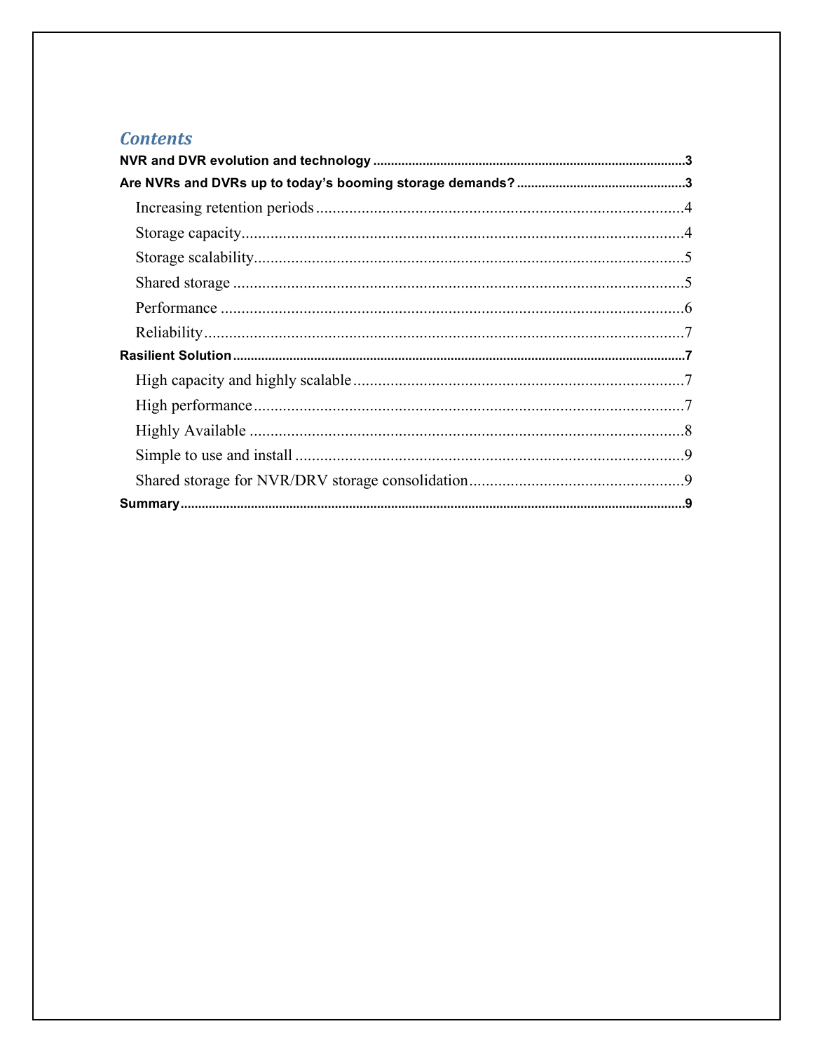## Contents

**NVR and DVR evolution and technology** .......... 3

**Are NVRs and DVRs up to today's booming storage demands?** .......... 3

- Increasing retention periods .......... 4
- Storage capacity .......... 4
- Storage scalability .......... 5
- Shared storage .......... 5
- Performance .......... 6
- Reliability .......... 7

**Rasilient Solution** .......... 7

- High capacity and highly scalable .......... 7
- High performance .......... 7
- Highly Available .......... 8
- Simple to use and install .......... 9
- Shared storage for NVR/DRV storage consolidation .......... 9

**Summary** .......... 9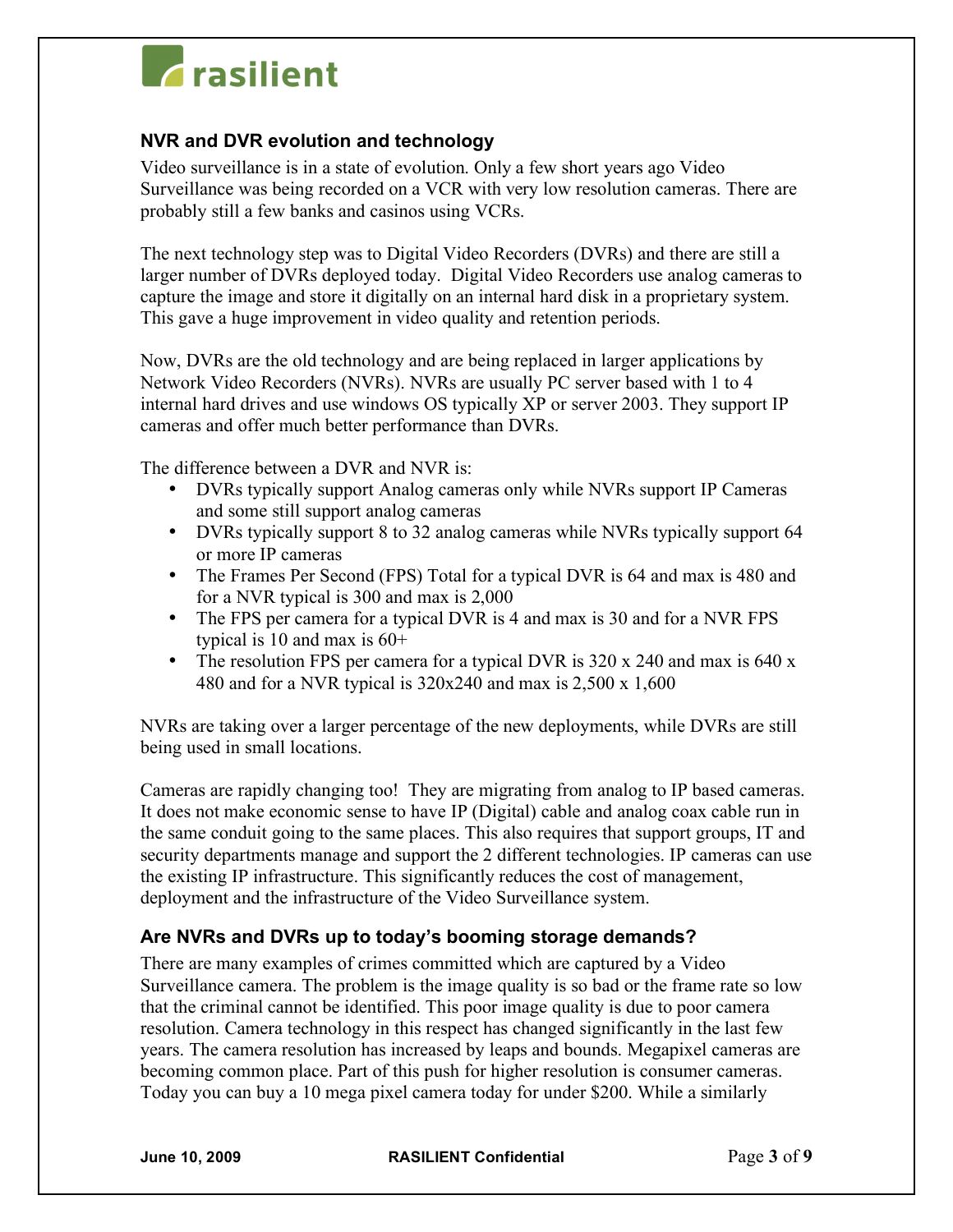## NVR and DVR evolution and technology

Video surveillance is in a state of evolution. Only a few short years ago Video Surveillance was being recorded on a VCR with very low resolution cameras. There are probably still a few banks and casinos using VCRs.

The next technology step was to Digital Video Recorders (DVRs) and there are still a larger number of DVRs deployed today. Digital Video Recorders use analog cameras to capture the image and store it digitally on an internal hard disk in a proprietary system. This gave a huge improvement in video quality and retention periods.

Now, DVRs are the old technology and are being replaced in larger applications by Network Video Recorders (NVRs). NVRs are usually PC server based with 1 to 4 internal hard drives and use windows OS typically XP or server 2003. They support IP cameras and offer much better performance than DVRs.

The difference between a DVR and NVR is:

- DVRs typically support Analog cameras only while NVRs support IP Cameras and some still support analog cameras
- DVRs typically support 8 to 32 analog cameras while NVRs typically support 64 or more IP cameras
- The Frames Per Second (FPS) Total for a typical DVR is 64 and max is 480 and for a NVR typical is 300 and max is 2,000
- The FPS per camera for a typical DVR is 4 and max is 30 and for a NVR FPS typical is 10 and max is 60+
- The resolution FPS per camera for a typical DVR is 320 x 240 and max is 640 x 480 and for a NVR typical is 320x240 and max is 2,500 x 1,600

NVRs are taking over a larger percentage of the new deployments, while DVRs are still being used in small locations.

Cameras are rapidly changing too! They are migrating from analog to IP based cameras. It does not make economic sense to have IP (Digital) cable and analog coax cable run in the same conduit going to the same places. This also requires that support groups, IT and security departments manage and support the 2 different technologies. IP cameras can use the existing IP infrastructure. This significantly reduces the cost of management, deployment and the infrastructure of the Video Surveillance system.

## Are NVRs and DVRs up to today's booming storage demands?

There are many examples of crimes committed which are captured by a Video Surveillance camera. The problem is the image quality is so bad or the frame rate so low that the criminal cannot be identified. This poor image quality is due to poor camera resolution. Camera technology in this respect has changed significantly in the last few years. The camera resolution has increased by leaps and bounds. Megapixel cameras are becoming common place. Part of this push for higher resolution is consumer cameras. Today you can buy a 10 mega pixel camera today for under $200. While a similarly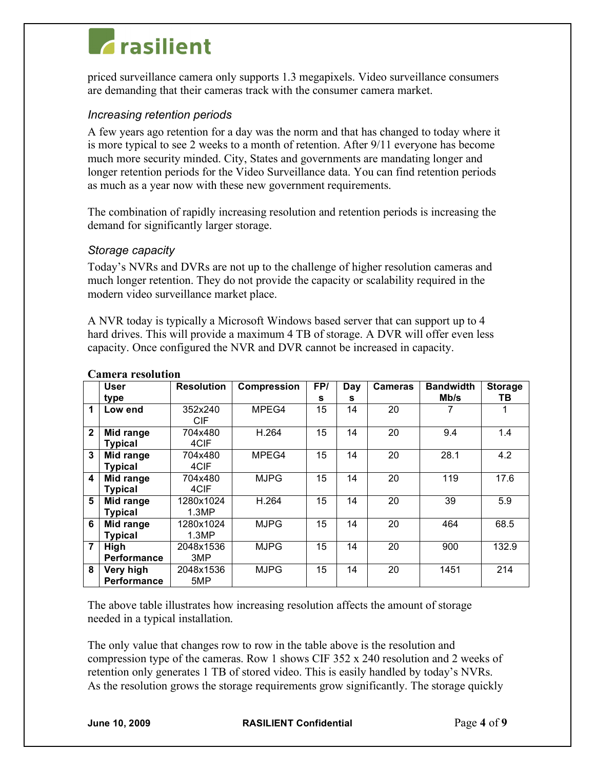priced surveillance camera only supports 1.3 megapixels. Video surveillance consumers are demanding that their cameras track with the consumer camera market.

### *Increasing retention periods*

A few years ago retention for a day was the norm and that has changed to today where it is more typical to see 2 weeks to a month of retention. After 9/11 everyone has become much more security minded. City, States and governments are mandating longer and longer retention periods for the Video Surveillance data. You can find retention periods as much as a year now with these new government requirements.

The combination of rapidly increasing resolution and retention periods is increasing the demand for significantly larger storage.

### *Storage capacity*

Today's NVRs and DVRs are not up to the challenge of higher resolution cameras and much longer retention. They do not provide the capacity or scalability required in the modern video surveillance market place.

A NVR today is typically a Microsoft Windows based server that can support up to 4 hard drives. This will provide a maximum 4 TB of storage. A DVR will offer even less capacity. Once configured the NVR and DVR cannot be increased in capacity.

**Camera resolution**

| | User type | Resolution | Compression | FP/s | Days | Cameras | Bandwidth Mb/s | Storage TB |
|---|---|---|---|---|---|---|---|---|
| 1 | Low end | 352x240 CIF | MPEG4 | 15 | 14 | 20 | 7 | 1 |
| 2 | Mid range Typical | 704x480 4CIF | H.264 | 15 | 14 | 20 | 9.4 | 1.4 |
| 3 | Mid range Typical | 704x480 4CIF | MPEG4 | 15 | 14 | 20 | 28.1 | 4.2 |
| 4 | Mid range Typical | 704x480 4CIF | MJPG | 15 | 14 | 20 | 119 | 17.6 |
| 5 | Mid range Typical | 1280x1024 1.3MP | H.264 | 15 | 14 | 20 | 39 | 5.9 |
| 6 | Mid range Typical | 1280x1024 1.3MP | MJPG | 15 | 14 | 20 | 464 | 68.5 |
| 7 | High Performance | 2048x1536 3MP | MJPG | 15 | 14 | 20 | 900 | 132.9 |
| 8 | Very high Performance | 2048x1536 5MP | MJPG | 15 | 14 | 20 | 1451 | 214 |

The above table illustrates how increasing resolution affects the amount of storage needed in a typical installation.

The only value that changes row to row in the table above is the resolution and compression type of the cameras. Row 1 shows CIF 352 x 240 resolution and 2 weeks of retention only generates 1 TB of stored video. This is easily handled by today's NVRs. As the resolution grows the storage requirements grow significantly. The storage quickly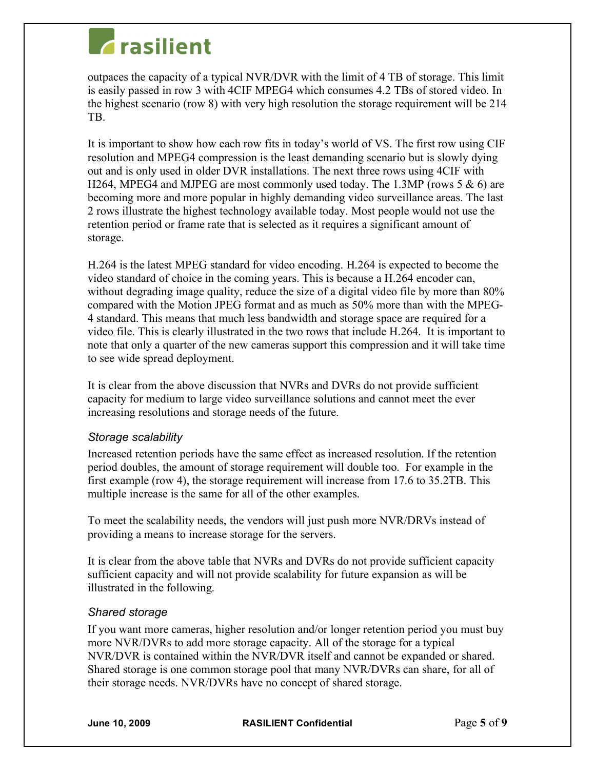outpaces the capacity of a typical NVR/DVR with the limit of 4 TB of storage. This limit is easily passed in row 3 with 4CIF MPEG4 which consumes 4.2 TBs of stored video. In the highest scenario (row 8) with very high resolution the storage requirement will be 214 TB.

It is important to show how each row fits in today's world of VS. The first row using CIF resolution and MPEG4 compression is the least demanding scenario but is slowly dying out and is only used in older DVR installations. The next three rows using 4CIF with H264, MPEG4 and MJPEG are most commonly used today. The 1.3MP (rows 5 & 6) are becoming more and more popular in highly demanding video surveillance areas. The last 2 rows illustrate the highest technology available today. Most people would not use the retention period or frame rate that is selected as it requires a significant amount of storage.

H.264 is the latest MPEG standard for video encoding. H.264 is expected to become the video standard of choice in the coming years. This is because a H.264 encoder can, without degrading image quality, reduce the size of a digital video file by more than 80% compared with the Motion JPEG format and as much as 50% more than with the MPEG-4 standard. This means that much less bandwidth and storage space are required for a video file. This is clearly illustrated in the two rows that include H.264. It is important to note that only a quarter of the new cameras support this compression and it will take time to see wide spread deployment.

It is clear from the above discussion that NVRs and DVRs do not provide sufficient capacity for medium to large video surveillance solutions and cannot meet the ever increasing resolutions and storage needs of the future.

### *Storage scalability*

Increased retention periods have the same effect as increased resolution. If the retention period doubles, the amount of storage requirement will double too. For example in the first example (row 4), the storage requirement will increase from 17.6 to 35.2TB. This multiple increase is the same for all of the other examples.

To meet the scalability needs, the vendors will just push more NVR/DRVs instead of providing a means to increase storage for the servers.

It is clear from the above table that NVRs and DVRs do not provide sufficient capacity sufficient capacity and will not provide scalability for future expansion as will be illustrated in the following.

### *Shared storage*

If you want more cameras, higher resolution and/or longer retention period you must buy more NVR/DVRs to add more storage capacity. All of the storage for a typical NVR/DVR is contained within the NVR/DVR itself and cannot be expanded or shared. Shared storage is one common storage pool that many NVR/DVRs can share, for all of their storage needs. NVR/DVRs have no concept of shared storage.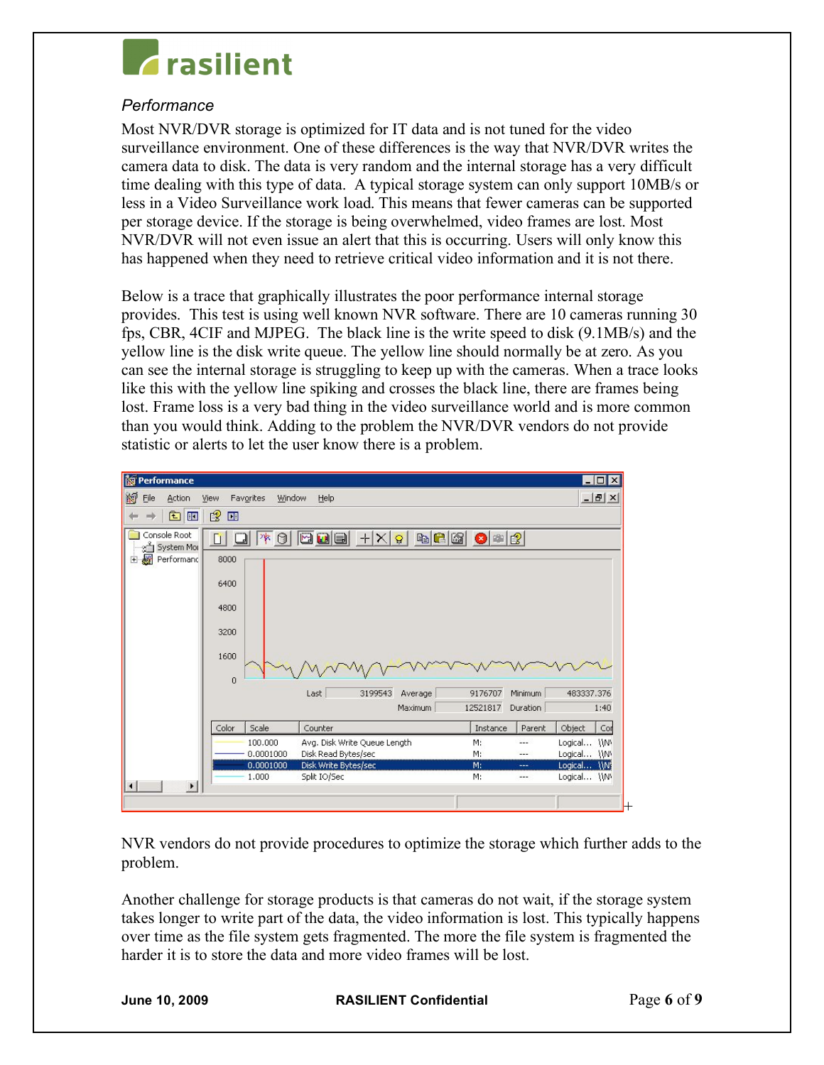*Performance*

Most NVR/DVR storage is optimized for IT data and is not tuned for the video surveillance environment. One of these differences is the way that NVR/DVR writes the camera data to disk. The data is very random and the internal storage has a very difficult time dealing with this type of data. A typical storage system can only support 10MB/s or less in a Video Surveillance work load. This means that fewer cameras can be supported per storage device. If the storage is being overwhelmed, video frames are lost. Most NVR/DVR will not even issue an alert that this is occurring. Users will only know this has happened when they need to retrieve critical video information and it is not there.

Below is a trace that graphically illustrates the poor performance internal storage provides. This test is using well known NVR software. There are 10 cameras running 30 fps, CBR, 4CIF and MJPEG. The black line is the write speed to disk (9.1MB/s) and the yellow line is the disk write queue. The yellow line should normally be at zero. As you can see the internal storage is struggling to keep up with the cameras. When a trace looks like this with the yellow line spiking and crosses the black line, there are frames being lost. Frame loss is a very bad thing in the video surveillance world and is more common than you would think. Adding to the problem the NVR/DVR vendors do not provide statistic or alerts to let the user know there is a problem.

NVR vendors do not provide procedures to optimize the storage which further adds to the problem.

Another challenge for storage products is that cameras do not wait, if the storage system takes longer to write part of the data, the video information is lost. This typically happens over time as the file system gets fragmented. The more the file system is fragmented the harder it is to store the data and more video frames will be lost.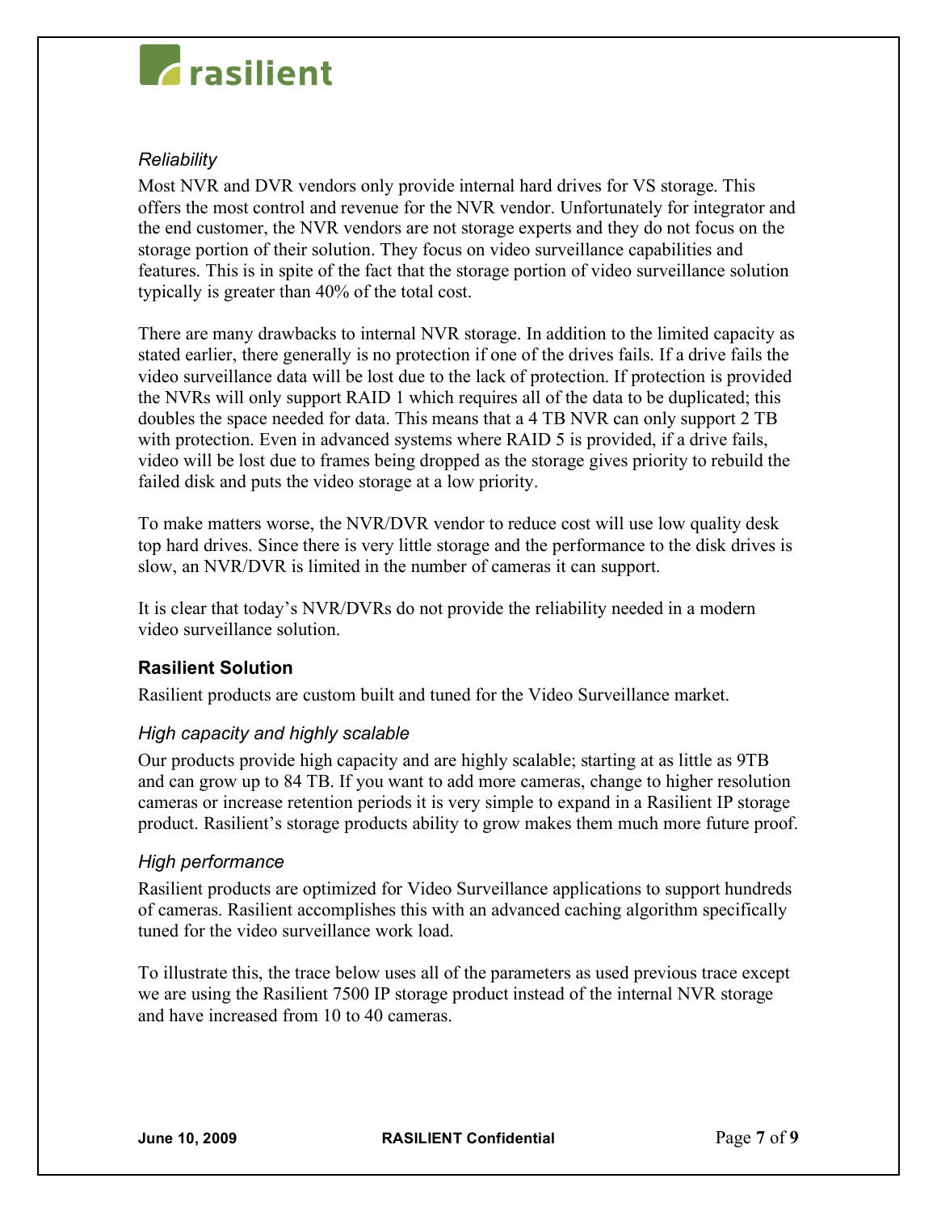### *Reliability*

Most NVR and DVR vendors only provide internal hard drives for VS storage. This offers the most control and revenue for the NVR vendor. Unfortunately for integrator and the end customer, the NVR vendors are not storage experts and they do not focus on the storage portion of their solution. They focus on video surveillance capabilities and features. This is in spite of the fact that the storage portion of video surveillance solution typically is greater than 40% of the total cost.

There are many drawbacks to internal NVR storage. In addition to the limited capacity as stated earlier, there generally is no protection if one of the drives fails. If a drive fails the video surveillance data will be lost due to the lack of protection. If protection is provided the NVRs will only support RAID 1 which requires all of the data to be duplicated; this doubles the space needed for data. This means that a 4 TB NVR can only support 2 TB with protection. Even in advanced systems where RAID 5 is provided, if a drive fails, video will be lost due to frames being dropped as the storage gives priority to rebuild the failed disk and puts the video storage at a low priority.

To make matters worse, the NVR/DVR vendor to reduce cost will use low quality desk top hard drives. Since there is very little storage and the performance to the disk drives is slow, an NVR/DVR is limited in the number of cameras it can support.

It is clear that today's NVR/DVRs do not provide the reliability needed in a modern video surveillance solution.

## Rasilient Solution

Rasilient products are custom built and tuned for the Video Surveillance market.

### *High capacity and highly scalable*

Our products provide high capacity and are highly scalable; starting at as little as 9TB and can grow up to 84 TB. If you want to add more cameras, change to higher resolution cameras or increase retention periods it is very simple to expand in a Rasilient IP storage product. Rasilient's storage products ability to grow makes them much more future proof.

### *High performance*

Rasilient products are optimized for Video Surveillance applications to support hundreds of cameras. Rasilient accomplishes this with an advanced caching algorithm specifically tuned for the video surveillance work load.

To illustrate this, the trace below uses all of the parameters as used previous trace except we are using the Rasilient 7500 IP storage product instead of the internal NVR storage and have increased from 10 to 40 cameras.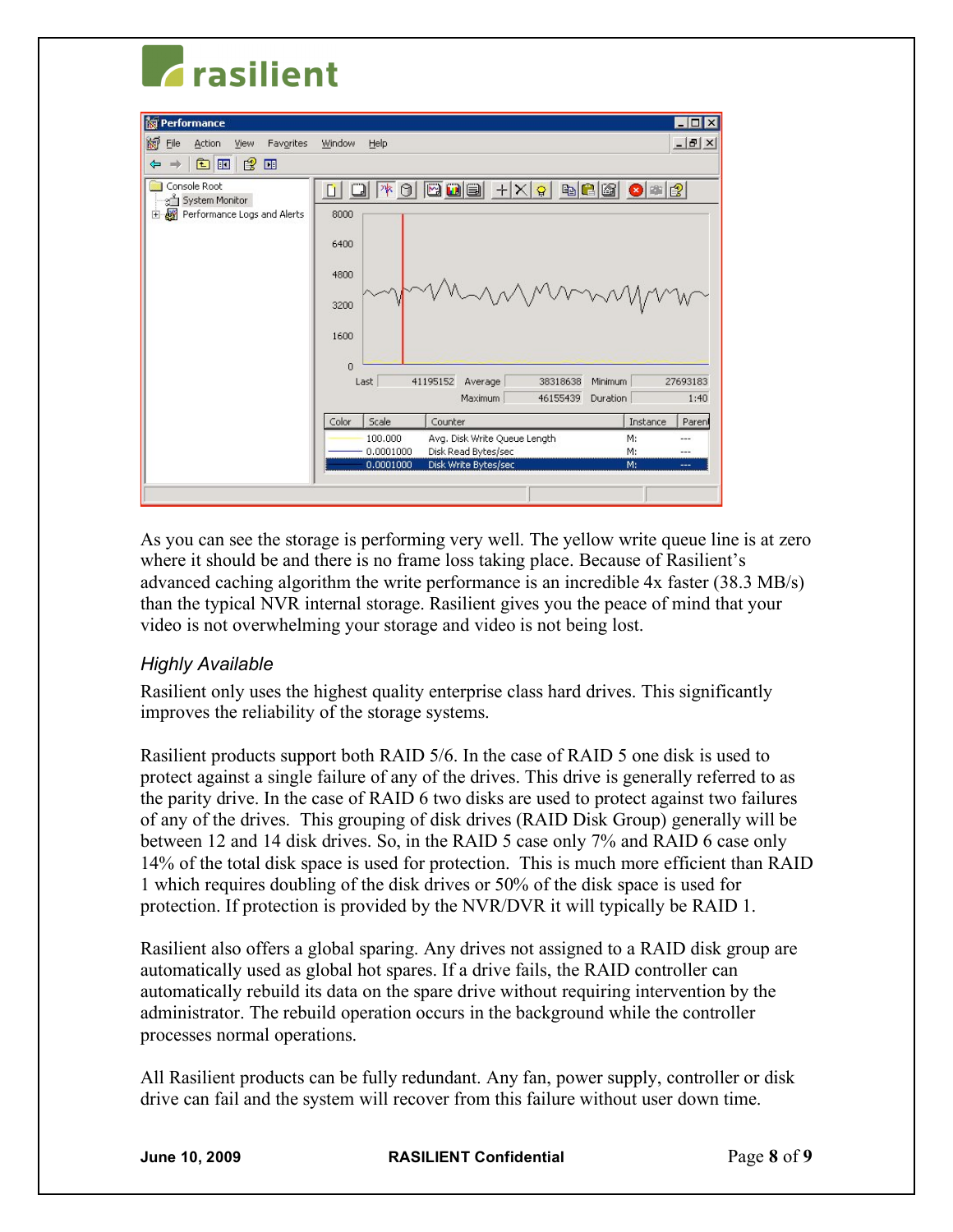As you can see the storage is performing very well. The yellow write queue line is at zero where it should be and there is no frame loss taking place. Because of Rasilient's advanced caching algorithm the write performance is an incredible 4x faster (38.3 MB/s) than the typical NVR internal storage. Rasilient gives you the peace of mind that your video is not overwhelming your storage and video is not being lost.

### *Highly Available*

Rasilient only uses the highest quality enterprise class hard drives. This significantly improves the reliability of the storage systems.

Rasilient products support both RAID 5/6. In the case of RAID 5 one disk is used to protect against a single failure of any of the drives. This drive is generally referred to as the parity drive. In the case of RAID 6 two disks are used to protect against two failures of any of the drives. This grouping of disk drives (RAID Disk Group) generally will be between 12 and 14 disk drives. So, in the RAID 5 case only 7% and RAID 6 case only 14% of the total disk space is used for protection. This is much more efficient than RAID 1 which requires doubling of the disk drives or 50% of the disk space is used for protection. If protection is provided by the NVR/DVR it will typically be RAID 1.

Rasilient also offers a global sparing. Any drives not assigned to a RAID disk group are automatically used as global hot spares. If a drive fails, the RAID controller can automatically rebuild its data on the spare drive without requiring intervention by the administrator. The rebuild operation occurs in the background while the controller processes normal operations.

All Rasilient products can be fully redundant. Any fan, power supply, controller or disk drive can fail and the system will recover from this failure without user down time.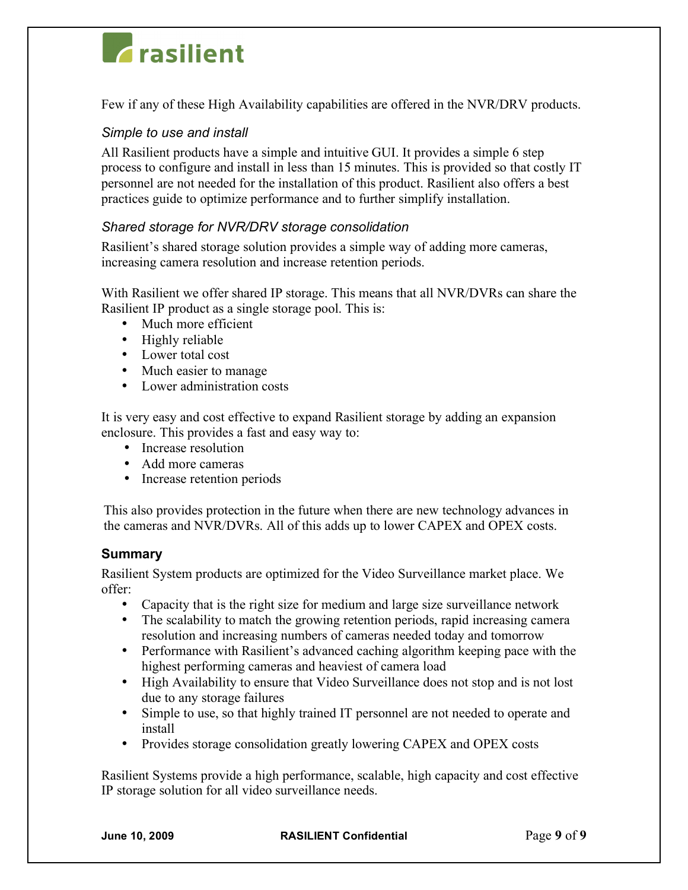Few if any of these High Availability capabilities are offered in the NVR/DRV products.

### *Simple to use and install*

All Rasilient products have a simple and intuitive GUI. It provides a simple 6 step process to configure and install in less than 15 minutes. This is provided so that costly IT personnel are not needed for the installation of this product. Rasilient also offers a best practices guide to optimize performance and to further simplify installation.

### *Shared storage for NVR/DRV storage consolidation*

Rasilient's shared storage solution provides a simple way of adding more cameras, increasing camera resolution and increase retention periods.

With Rasilient we offer shared IP storage. This means that all NVR/DVRs can share the Rasilient IP product as a single storage pool. This is:

- Much more efficient
- Highly reliable
- Lower total cost
- Much easier to manage
- Lower administration costs

It is very easy and cost effective to expand Rasilient storage by adding an expansion enclosure. This provides a fast and easy way to:

- Increase resolution
- Add more cameras
- Increase retention periods

This also provides protection in the future when there are new technology advances in the cameras and NVR/DVRs. All of this adds up to lower CAPEX and OPEX costs.

## Summary

Rasilient System products are optimized for the Video Surveillance market place. We offer:

- Capacity that is the right size for medium and large size surveillance network
- The scalability to match the growing retention periods, rapid increasing camera resolution and increasing numbers of cameras needed today and tomorrow
- Performance with Rasilient's advanced caching algorithm keeping pace with the highest performing cameras and heaviest of camera load
- High Availability to ensure that Video Surveillance does not stop and is not lost due to any storage failures
- Simple to use, so that highly trained IT personnel are not needed to operate and install
- Provides storage consolidation greatly lowering CAPEX and OPEX costs

Rasilient Systems provide a high performance, scalable, high capacity and cost effective IP storage solution for all video surveillance needs.